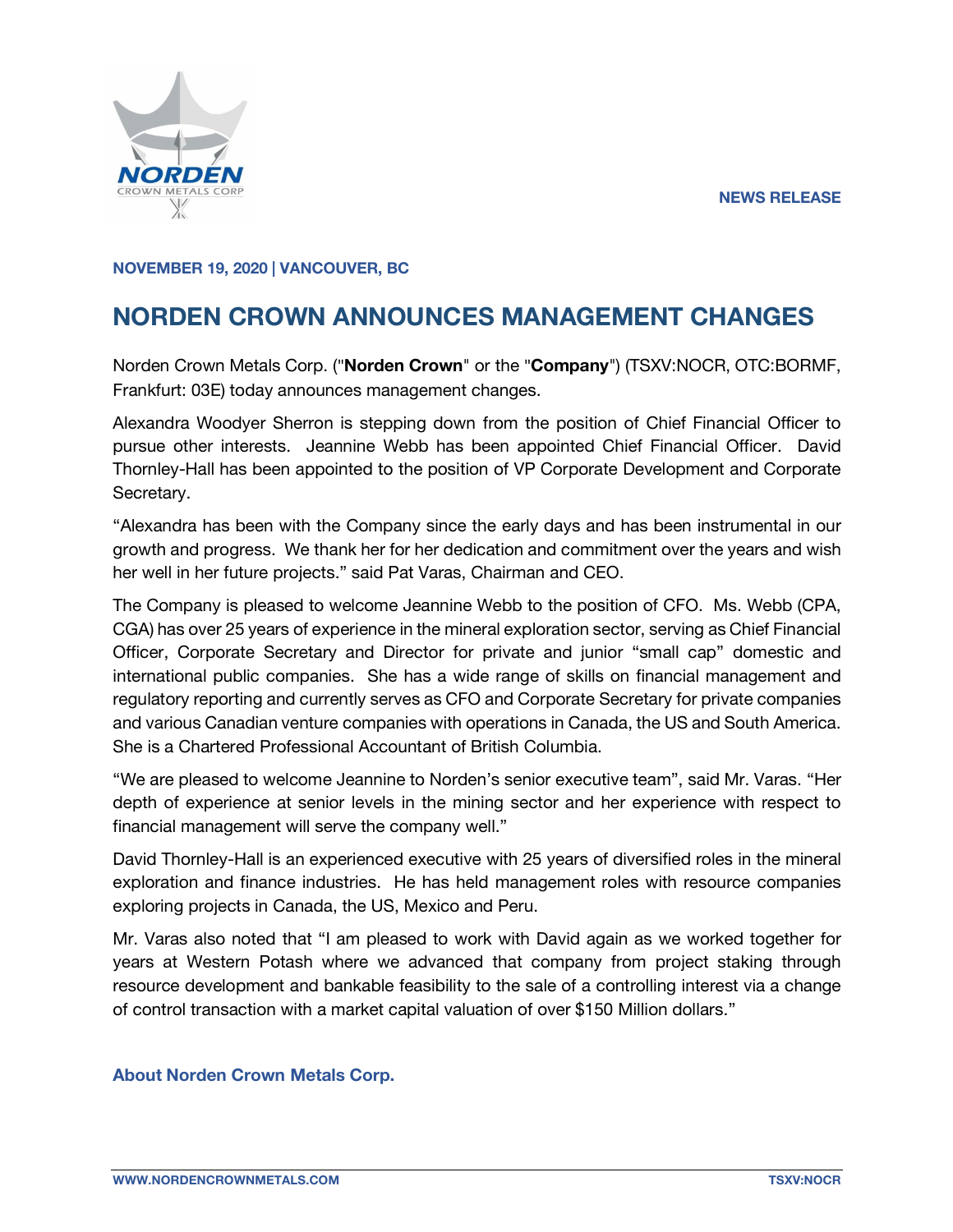NEWS RELEASE

**NOVEMBER 19, 2020 | VANCOUVER, BC**

# NORDEN CROWN ANNOUNCES MANAGEMENT CHANGES

Norden Crown Metals Corp. ("**Norden Crown**" or the "**Company**") (TSXV:NOCR, OTC:BORMF, Frankfurt: 03E) today announces management changes.

Alexandra Woodyer Sherron is stepping down from the position of Chief Financial Officer to pursue other interests. Jeannine Webb has been appointed Chief Financial Officer. David Thornley-Hall has been appointed to the position of VP Corporate Development and Corporate Secretary.

"Alexandra has been with the Company since the early days and has been instrumental in our growth and progress. We thank her for her dedication and commitment over the years and wish her well in her future projects." said Pat Varas, Chairman and CEO.

The Company is pleased to welcome Jeannine Webb to the position of CFO. Ms. Webb (CPA, CGA) has over 25 years of experience in the mineral exploration sector, serving as Chief Financial Officer, Corporate Secretary and Director for private and junior "small cap" domestic and international public companies. She has a wide range of skills on financial management and regulatory reporting and currently serves as CFO and Corporate Secretary for private companies and various Canadian venture companies with operations in Canada, the US and South America. She is a Chartered Professional Accountant of British Columbia.

"We are pleased to welcome Jeannine to Norden's senior executive team", said Mr. Varas. "Her depth of experience at senior levels in the mining sector and her experience with respect to financial management will serve the company well."

David Thornley-Hall is an experienced executive with 25 years of diversified roles in the mineral exploration and finance industries. He has held management roles with resource companies exploring projects in Canada, the US, Mexico and Peru.

Mr. Varas also noted that "I am pleased to work with David again as we worked together for years at Western Potash where we advanced that company from project staking through resource development and bankable feasibility to the sale of a controlling interest via a change of control transaction with a market capital valuation of over $150 Million dollars."

## About Norden Crown Metals Corp.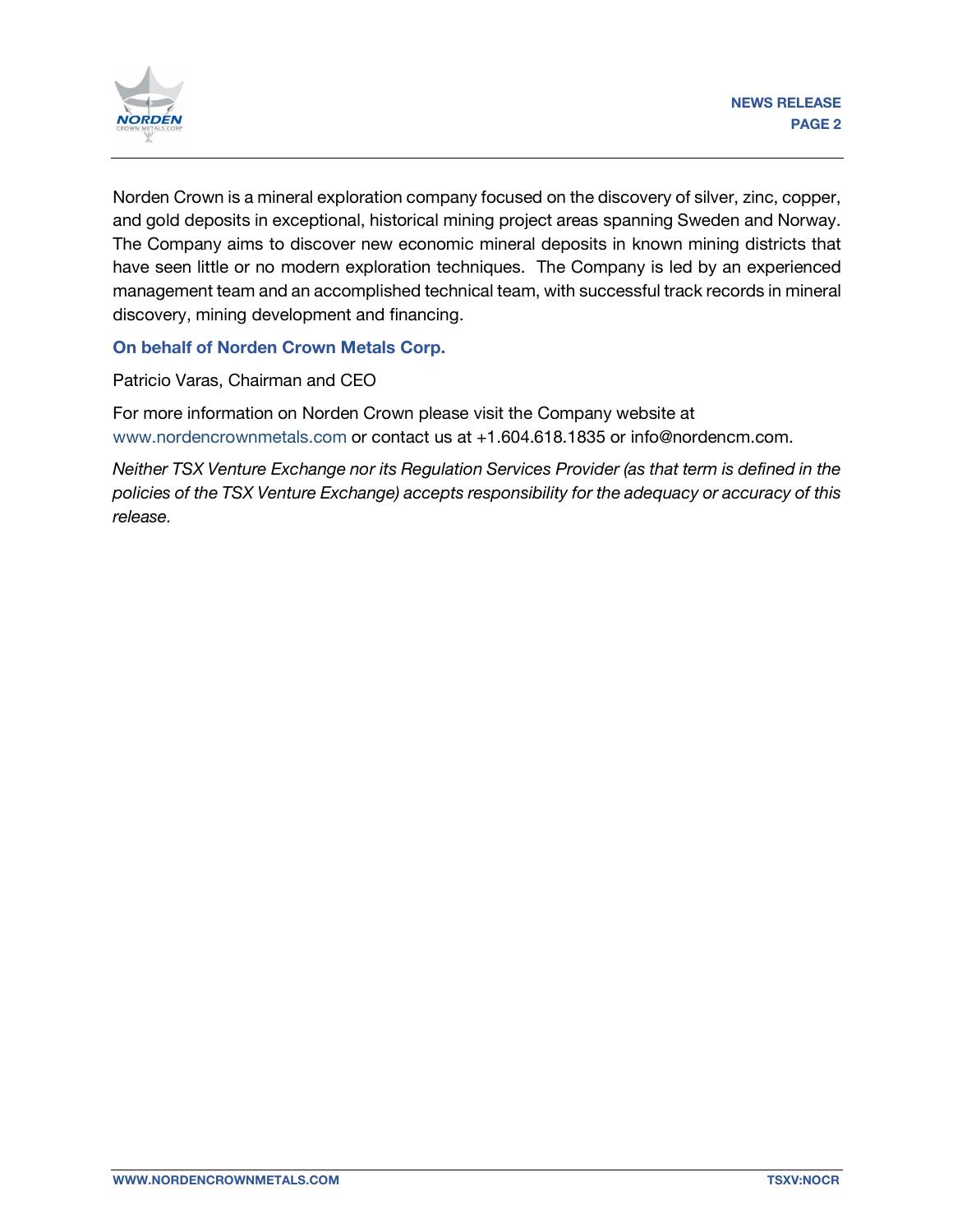Norden Crown is a mineral exploration company focused on the discovery of silver, zinc, copper, and gold deposits in exceptional, historical mining project areas spanning Sweden and Norway. The Company aims to discover new economic mineral deposits in known mining districts that have seen little or no modern exploration techniques. The Company is led by an experienced management team and an accomplished technical team, with successful track records in mineral discovery, mining development and financing.

**On behalf of Norden Crown Metals Corp.**

Patricio Varas, Chairman and CEO

For more information on Norden Crown please visit the Company website at www.nordencrownmetals.com or contact us at +1.604.618.1835 or info@nordencm.com.

*Neither TSX Venture Exchange nor its Regulation Services Provider (as that term is defined in the policies of the TSX Venture Exchange) accepts responsibility for the adequacy or accuracy of this release.*